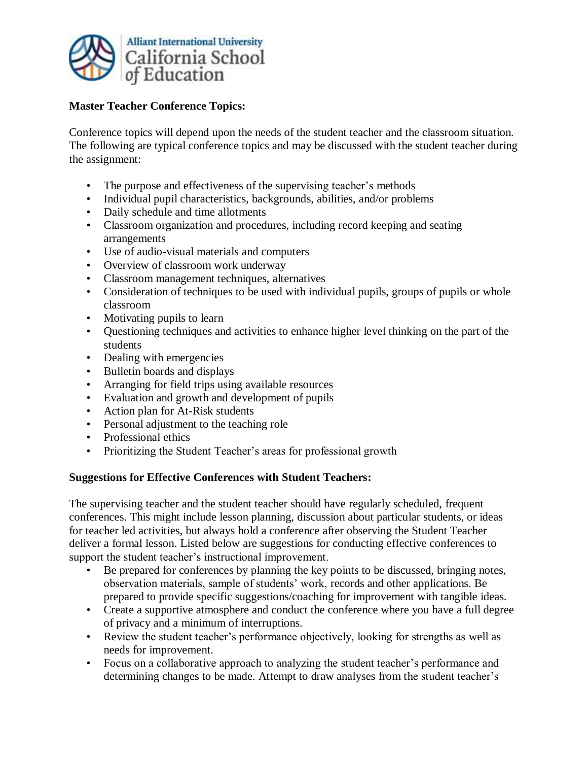Alliant International University
California School of Education

**Master Teacher Conference Topics:**

Conference topics will depend upon the needs of the student teacher and the classroom situation. The following are typical conference topics and may be discussed with the student teacher during the assignment:

- The purpose and effectiveness of the supervising teacher's methods
- Individual pupil characteristics, backgrounds, abilities, and/or problems
- Daily schedule and time allotments
- Classroom organization and procedures, including record keeping and seating arrangements
- Use of audio-visual materials and computers
- Overview of classroom work underway
- Classroom management techniques, alternatives
- Consideration of techniques to be used with individual pupils, groups of pupils or whole classroom
- Motivating pupils to learn
- Questioning techniques and activities to enhance higher level thinking on the part of the students
- Dealing with emergencies
- Bulletin boards and displays
- Arranging for field trips using available resources
- Evaluation and growth and development of pupils
- Action plan for At-Risk students
- Personal adjustment to the teaching role
- Professional ethics
- Prioritizing the Student Teacher's areas for professional growth

**Suggestions for Effective Conferences with Student Teachers:**

The supervising teacher and the student teacher should have regularly scheduled, frequent conferences. This might include lesson planning, discussion about particular students, or ideas for teacher led activities, but always hold a conference after observing the Student Teacher deliver a formal lesson. Listed below are suggestions for conducting effective conferences to support the student teacher's instructional improvement.

- Be prepared for conferences by planning the key points to be discussed, bringing notes, observation materials, sample of students' work, records and other applications. Be prepared to provide specific suggestions/coaching for improvement with tangible ideas.
- Create a supportive atmosphere and conduct the conference where you have a full degree of privacy and a minimum of interruptions.
- Review the student teacher's performance objectively, looking for strengths as well as needs for improvement.
- Focus on a collaborative approach to analyzing the student teacher's performance and determining changes to be made. Attempt to draw analyses from the student teacher's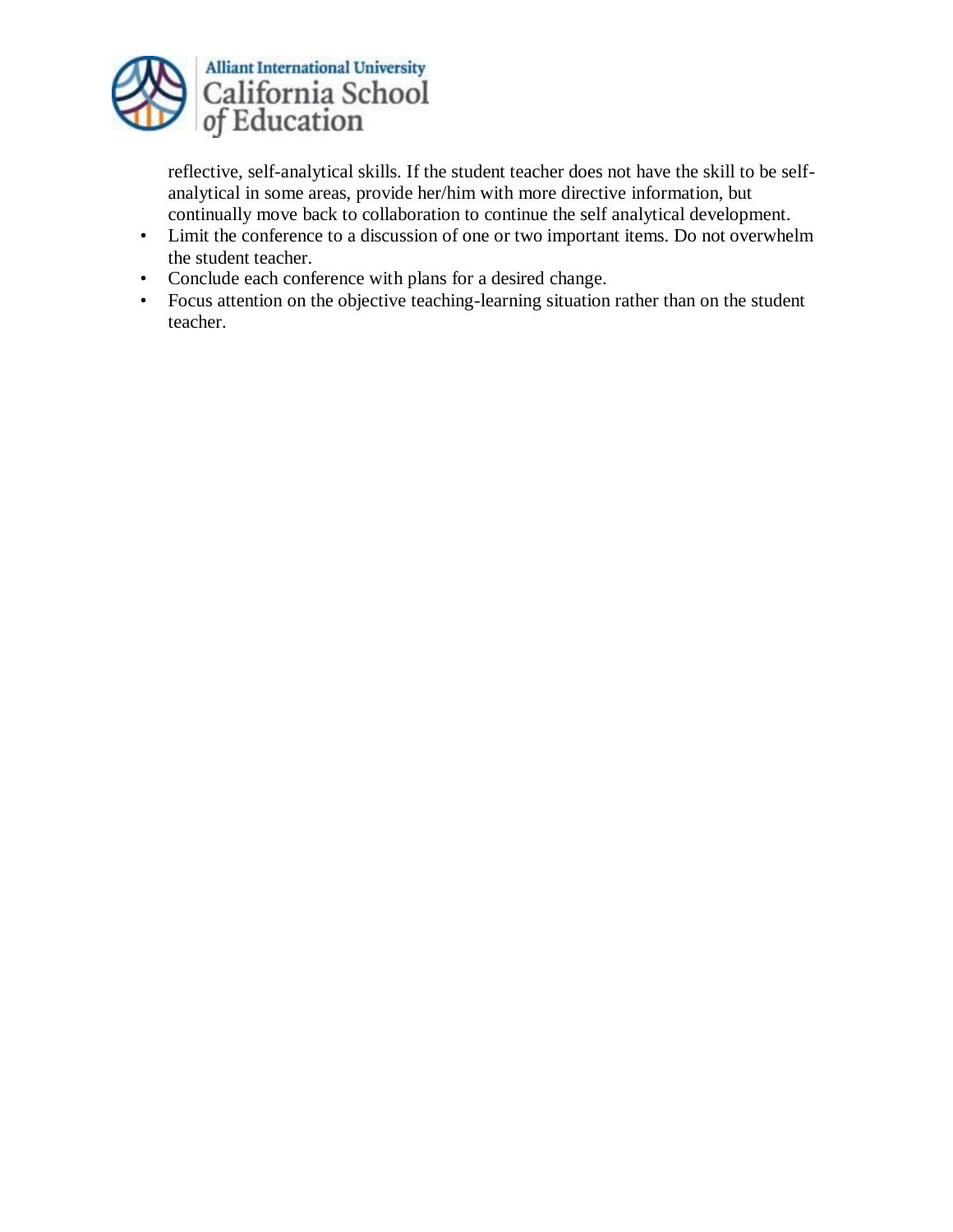reflective, self-analytical skills. If the student teacher does not have the skill to be self-analytical in some areas, provide her/him with more directive information, but continually move back to collaboration to continue the self analytical development.

- Limit the conference to a discussion of one or two important items. Do not overwhelm the student teacher.
- Conclude each conference with plans for a desired change.
- Focus attention on the objective teaching-learning situation rather than on the student teacher.